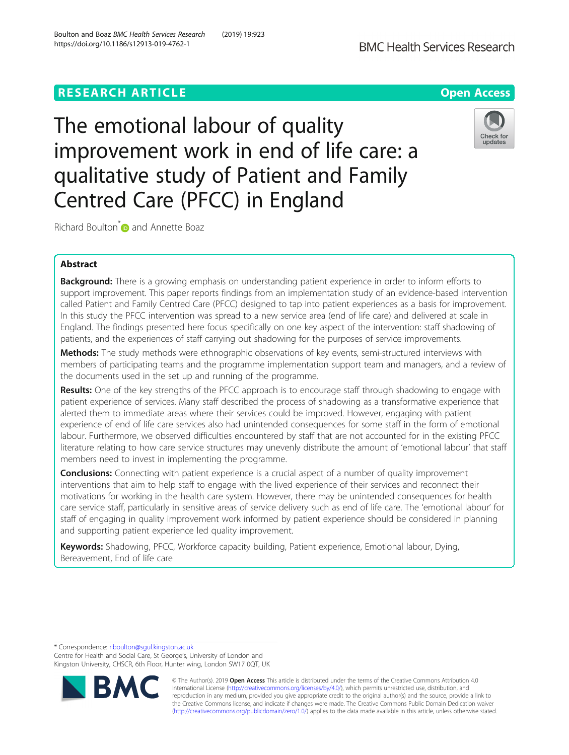RESEARCH ARTICLE

Open Access

# The emotional labour of quality improvement work in end of life care: a qualitative study of Patient and Family Centred Care (PFCC) in England

Richard Boulton* and Annette Boaz

## Abstract

**Background:** There is a growing emphasis on understanding patient experience in order to inform efforts to support improvement. This paper reports findings from an implementation study of an evidence-based intervention called Patient and Family Centred Care (PFCC) designed to tap into patient experiences as a basis for improvement. In this study the PFCC intervention was spread to a new service area (end of life care) and delivered at scale in England. The findings presented here focus specifically on one key aspect of the intervention: staff shadowing of patients, and the experiences of staff carrying out shadowing for the purposes of service improvements.

**Methods:** The study methods were ethnographic observations of key events, semi-structured interviews with members of participating teams and the programme implementation support team and managers, and a review of the documents used in the set up and running of the programme.

**Results:** One of the key strengths of the PFCC approach is to encourage staff through shadowing to engage with patient experience of services. Many staff described the process of shadowing as a transformative experience that alerted them to immediate areas where their services could be improved. However, engaging with patient experience of end of life care services also had unintended consequences for some staff in the form of emotional labour. Furthermore, we observed difficulties encountered by staff that are not accounted for in the existing PFCC literature relating to how care service structures may unevenly distribute the amount of 'emotional labour' that staff members need to invest in implementing the programme.

**Conclusions:** Connecting with patient experience is a crucial aspect of a number of quality improvement interventions that aim to help staff to engage with the lived experience of their services and reconnect their motivations for working in the health care system. However, there may be unintended consequences for health care service staff, particularly in sensitive areas of service delivery such as end of life care. The 'emotional labour' for staff of engaging in quality improvement work informed by patient experience should be considered in planning and supporting patient experience led quality improvement.

**Keywords:** Shadowing, PFCC, Workforce capacity building, Patient experience, Emotional labour, Dying, Bereavement, End of life care

\* Correspondence: r.boulton@sgul.kingston.ac.uk
Centre for Health and Social Care, St George's, University of London and Kingston University, CHSCR, 6th Floor, Hunter wing, London SW17 0QT, UK

© The Author(s). 2019 **Open Access** This article is distributed under the terms of the Creative Commons Attribution 4.0 International License (http://creativecommons.org/licenses/by/4.0/), which permits unrestricted use, distribution, and reproduction in any medium, provided you give appropriate credit to the original author(s) and the source, provide a link to the Creative Commons license, and indicate if changes were made. The Creative Commons Public Domain Dedication waiver (http://creativecommons.org/publicdomain/zero/1.0/) applies to the data made available in this article, unless otherwise stated.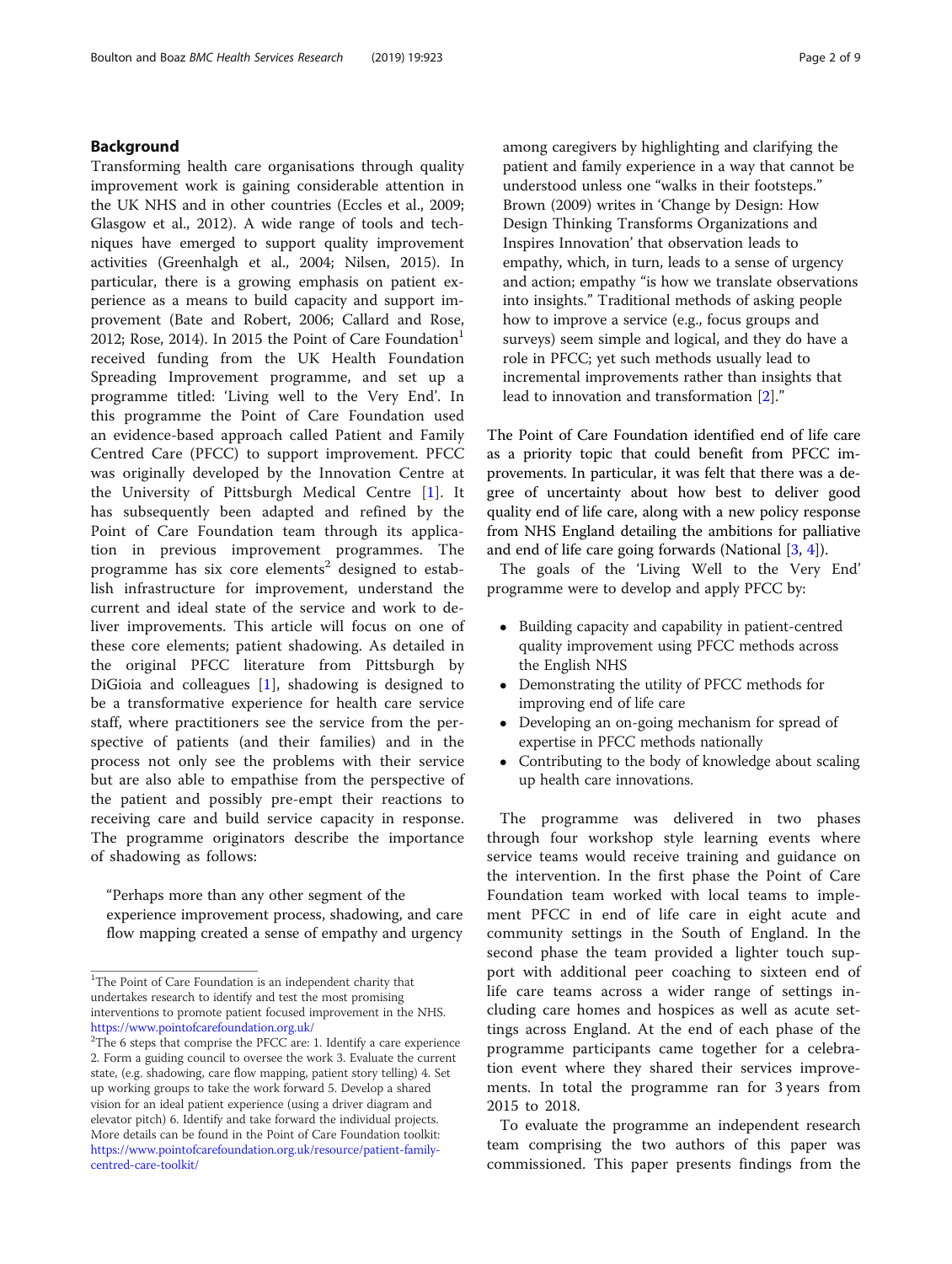## Background

Transforming health care organisations through quality improvement work is gaining considerable attention in the UK NHS and in other countries (Eccles et al., 2009; Glasgow et al., 2012). A wide range of tools and techniques have emerged to support quality improvement activities (Greenhalgh et al., 2004; Nilsen, 2015). In particular, there is a growing emphasis on patient experience as a means to build capacity and support improvement (Bate and Robert, 2006; Callard and Rose, 2012; Rose, 2014). In 2015 the Point of Care Foundation[1] received funding from the UK Health Foundation Spreading Improvement programme, and set up a programme titled: 'Living well to the Very End'. In this programme the Point of Care Foundation used an evidence-based approach called Patient and Family Centred Care (PFCC) to support improvement. PFCC was originally developed by the Innovation Centre at the University of Pittsburgh Medical Centre [1]. It has subsequently been adapted and refined by the Point of Care Foundation team through its application in previous improvement programmes. The programme has six core elements[2] designed to establish infrastructure for improvement, understand the current and ideal state of the service and work to deliver improvements. This article will focus on one of these core elements; patient shadowing. As detailed in the original PFCC literature from Pittsburgh by DiGioia and colleagues [1], shadowing is designed to be a transformative experience for health care service staff, where practitioners see the service from the perspective of patients (and their families) and in the process not only see the problems with their service but are also able to empathise from the perspective of the patient and possibly pre-empt their reactions to receiving care and build service capacity in response. The programme originators describe the importance of shadowing as follows:

> "Perhaps more than any other segment of the experience improvement process, shadowing, and care flow mapping created a sense of empathy and urgency among caregivers by highlighting and clarifying the patient and family experience in a way that cannot be understood unless one "walks in their footsteps." Brown (2009) writes in 'Change by Design: How Design Thinking Transforms Organizations and Inspires Innovation' that observation leads to empathy, which, in turn, leads to a sense of urgency and action; empathy "is how we translate observations into insights." Traditional methods of asking people how to improve a service (e.g., focus groups and surveys) seem simple and logical, and they do have a role in PFCC; yet such methods usually lead to incremental improvements rather than insights that lead to innovation and transformation [2]."

The Point of Care Foundation identified end of life care as a priority topic that could benefit from PFCC improvements. In particular, it was felt that there was a degree of uncertainty about how best to deliver good quality end of life care, along with a new policy response from NHS England detailing the ambitions for palliative and end of life care going forwards (National [3, 4]).

The goals of the 'Living Well to the Very End' programme were to develop and apply PFCC by:

- Building capacity and capability in patient-centred quality improvement using PFCC methods across the English NHS
- Demonstrating the utility of PFCC methods for improving end of life care
- Developing an on-going mechanism for spread of expertise in PFCC methods nationally
- Contributing to the body of knowledge about scaling up health care innovations.

The programme was delivered in two phases through four workshop style learning events where service teams would receive training and guidance on the intervention. In the first phase the Point of Care Foundation team worked with local teams to implement PFCC in end of life care in eight acute and community settings in the South of England. In the second phase the team provided a lighter touch support with additional peer coaching to sixteen end of life care teams across a wider range of settings including care homes and hospices as well as acute settings across England. At the end of each phase of the programme participants came together for a celebration event where they shared their services improvements. In total the programme ran for 3 years from 2015 to 2018.

To evaluate the programme an independent research team comprising the two authors of this paper was commissioned. This paper presents findings from the

---

[1] The Point of Care Foundation is an independent charity that undertakes research to identify and test the most promising interventions to promote patient focused improvement in the NHS. https://www.pointofcarefoundation.org.uk/

[2] The 6 steps that comprise the PFCC are: 1. Identify a care experience 2. Form a guiding council to oversee the work 3. Evaluate the current state, (e.g. shadowing, care flow mapping, patient story telling) 4. Set up working groups to take the work forward 5. Develop a shared vision for an ideal patient experience (using a driver diagram and elevator pitch) 6. Identify and take forward the individual projects. More details can be found in the Point of Care Foundation toolkit: https://www.pointofcarefoundation.org.uk/resource/patient-family-centred-care-toolkit/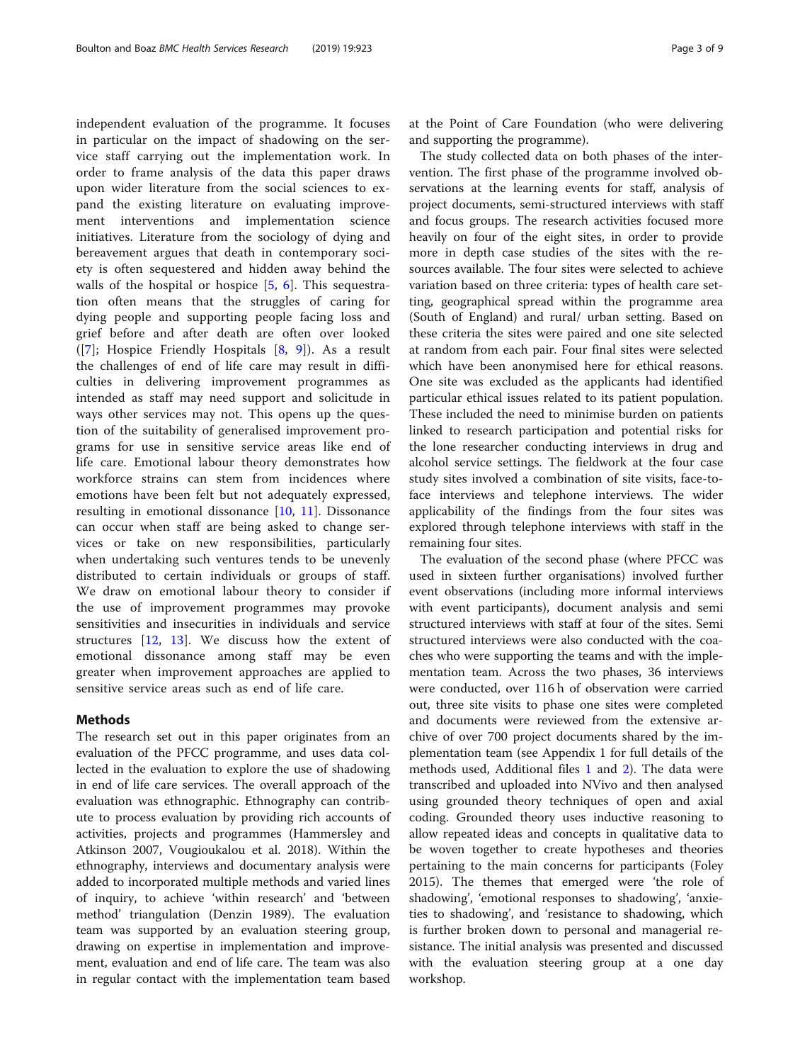independent evaluation of the programme. It focuses in particular on the impact of shadowing on the service staff carrying out the implementation work. In order to frame analysis of the data this paper draws upon wider literature from the social sciences to expand the existing literature on evaluating improvement interventions and implementation science initiatives. Literature from the sociology of dying and bereavement argues that death in contemporary society is often sequestered and hidden away behind the walls of the hospital or hospice [5, 6]. This sequestration often means that the struggles of caring for dying people and supporting people facing loss and grief before and after death are often over looked ([7]; Hospice Friendly Hospitals [8, 9]). As a result the challenges of end of life care may result in difficulties in delivering improvement programmes as intended as staff may need support and solicitude in ways other services may not. This opens up the question of the suitability of generalised improvement programs for use in sensitive service areas like end of life care. Emotional labour theory demonstrates how workforce strains can stem from incidences where emotions have been felt but not adequately expressed, resulting in emotional dissonance [10, 11]. Dissonance can occur when staff are being asked to change services or take on new responsibilities, particularly when undertaking such ventures tends to be unevenly distributed to certain individuals or groups of staff. We draw on emotional labour theory to consider if the use of improvement programmes may provoke sensitivities and insecurities in individuals and service structures [12, 13]. We discuss how the extent of emotional dissonance among staff may be even greater when improvement approaches are applied to sensitive service areas such as end of life care.

## Methods

The research set out in this paper originates from an evaluation of the PFCC programme, and uses data collected in the evaluation to explore the use of shadowing in end of life care services. The overall approach of the evaluation was ethnographic. Ethnography can contribute to process evaluation by providing rich accounts of activities, projects and programmes (Hammersley and Atkinson 2007, Vougioukalou et al. 2018). Within the ethnography, interviews and documentary analysis were added to incorporated multiple methods and varied lines of inquiry, to achieve 'within research' and 'between method' triangulation (Denzin 1989). The evaluation team was supported by an evaluation steering group, drawing on expertise in implementation and improvement, evaluation and end of life care. The team was also in regular contact with the implementation team based at the Point of Care Foundation (who were delivering and supporting the programme).

The study collected data on both phases of the intervention. The first phase of the programme involved observations at the learning events for staff, analysis of project documents, semi-structured interviews with staff and focus groups. The research activities focused more heavily on four of the eight sites, in order to provide more in depth case studies of the sites with the resources available. The four sites were selected to achieve variation based on three criteria: types of health care setting, geographical spread within the programme area (South of England) and rural/ urban setting. Based on these criteria the sites were paired and one site selected at random from each pair. Four final sites were selected which have been anonymised here for ethical reasons. One site was excluded as the applicants had identified particular ethical issues related to its patient population. These included the need to minimise burden on patients linked to research participation and potential risks for the lone researcher conducting interviews in drug and alcohol service settings. The fieldwork at the four case study sites involved a combination of site visits, face-to-face interviews and telephone interviews. The wider applicability of the findings from the four sites was explored through telephone interviews with staff in the remaining four sites.

The evaluation of the second phase (where PFCC was used in sixteen further organisations) involved further event observations (including more informal interviews with event participants), document analysis and semi structured interviews with staff at four of the sites. Semi structured interviews were also conducted with the coaches who were supporting the teams and with the implementation team. Across the two phases, 36 interviews were conducted, over 116 h of observation were carried out, three site visits to phase one sites were completed and documents were reviewed from the extensive archive of over 700 project documents shared by the implementation team (see Appendix 1 for full details of the methods used, Additional files 1 and 2). The data were transcribed and uploaded into NVivo and then analysed using grounded theory techniques of open and axial coding. Grounded theory uses inductive reasoning to allow repeated ideas and concepts in qualitative data to be woven together to create hypotheses and theories pertaining to the main concerns for participants (Foley 2015). The themes that emerged were 'the role of shadowing', 'emotional responses to shadowing', 'anxieties to shadowing', and 'resistance to shadowing, which is further broken down to personal and managerial resistance. The initial analysis was presented and discussed with the evaluation steering group at a one day workshop.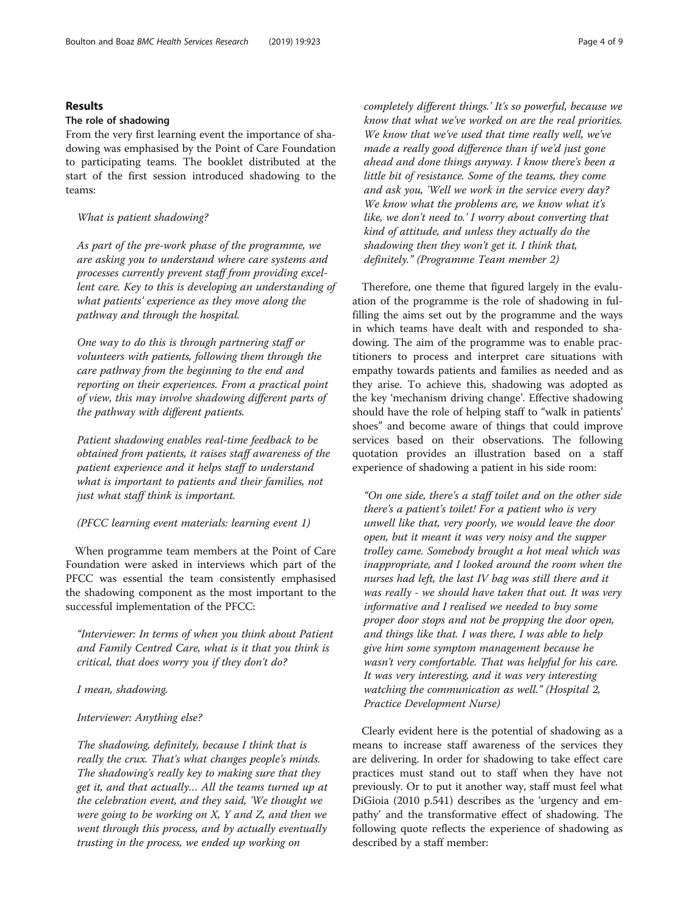## Results

### The role of shadowing

From the very first learning event the importance of shadowing was emphasised by the Point of Care Foundation to participating teams. The booklet distributed at the start of the first session introduced shadowing to the teams:

> *What is patient shadowing?*
>
> *As part of the pre-work phase of the programme, we are asking you to understand where care systems and processes currently prevent staff from providing excellent care. Key to this is developing an understanding of what patients' experience as they move along the pathway and through the hospital.*
>
> *One way to do this is through partnering staff or volunteers with patients, following them through the care pathway from the beginning to the end and reporting on their experiences. From a practical point of view, this may involve shadowing different parts of the pathway with different patients.*
>
> *Patient shadowing enables real-time feedback to be obtained from patients, it raises staff awareness of the patient experience and it helps staff to understand what is important to patients and their families, not just what staff think is important.*
>
> *(PFCC learning event materials: learning event 1)*

When programme team members at the Point of Care Foundation were asked in interviews which part of the PFCC was essential the team consistently emphasised the shadowing component as the most important to the successful implementation of the PFCC:

> *"Interviewer: In terms of when you think about Patient and Family Centred Care, what is it that you think is critical, that does worry you if they don't do?*
>
> *I mean, shadowing.*
>
> *Interviewer: Anything else?*
>
> *The shadowing, definitely, because I think that is really the crux. That's what changes people's minds. The shadowing's really key to making sure that they get it, and that actually… All the teams turned up at the celebration event, and they said, 'We thought we were going to be working on X, Y and Z, and then we went through this process, and by actually eventually trusting in the process, we ended up working on completely different things.' It's so powerful, because we know that what we've worked on are the real priorities. We know that we've used that time really well, we've made a really good difference than if we'd just gone ahead and done things anyway. I know there's been a little bit of resistance. Some of the teams, they come and ask you, 'Well we work in the service every day? We know what the problems are, we know what it's like, we don't need to.' I worry about converting that kind of attitude, and unless they actually do the shadowing then they won't get it. I think that, definitely." (Programme Team member 2)*

Therefore, one theme that figured largely in the evaluation of the programme is the role of shadowing in fulfilling the aims set out by the programme and the ways in which teams have dealt with and responded to shadowing. The aim of the programme was to enable practitioners to process and interpret care situations with empathy towards patients and families as needed and as they arise. To achieve this, shadowing was adopted as the key 'mechanism driving change'. Effective shadowing should have the role of helping staff to "walk in patients' shoes" and become aware of things that could improve services based on their observations. The following quotation provides an illustration based on a staff experience of shadowing a patient in his side room:

> *"On one side, there's a staff toilet and on the other side there's a patient's toilet! For a patient who is very unwell like that, very poorly, we would leave the door open, but it meant it was very noisy and the supper trolley came. Somebody brought a hot meal which was inappropriate, and I looked around the room when the nurses had left, the last IV bag was still there and it was really - we should have taken that out. It was very informative and I realised we needed to buy some proper door stops and not be propping the door open, and things like that. I was there, I was able to help give him some symptom management because he wasn't very comfortable. That was helpful for his care. It was very interesting, and it was very interesting watching the communication as well." (Hospital 2, Practice Development Nurse)*

Clearly evident here is the potential of shadowing as a means to increase staff awareness of the services they are delivering. In order for shadowing to take effect care practices must stand out to staff when they have not previously. Or to put it another way, staff must feel what DiGioia (2010 p.541) describes as the 'urgency and empathy' and the transformative effect of shadowing. The following quote reflects the experience of shadowing as described by a staff member: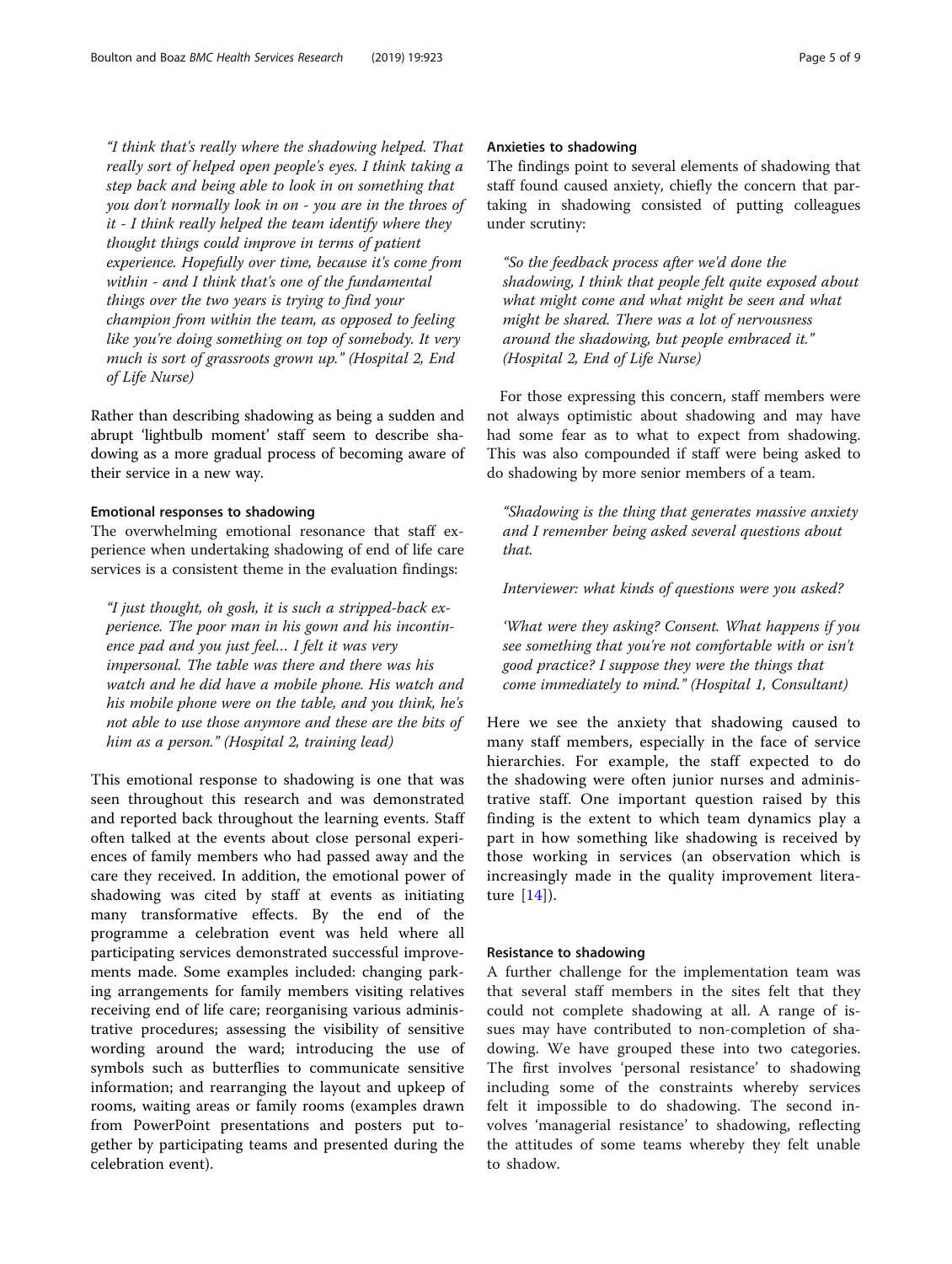"I think that's really where the shadowing helped. That really sort of helped open people's eyes. I think taking a step back and being able to look in on something that you don't normally look in on - you are in the throes of it - I think really helped the team identify where they thought things could improve in terms of patient experience. Hopefully over time, because it's come from within - and I think that's one of the fundamental things over the two years is trying to find your champion from within the team, as opposed to feeling like you're doing something on top of somebody. It very much is sort of grassroots grown up." (Hospital 2, End of Life Nurse)

Rather than describing shadowing as being a sudden and abrupt 'lightbulb moment' staff seem to describe shadowing as a more gradual process of becoming aware of their service in a new way.

#### Emotional responses to shadowing

The overwhelming emotional resonance that staff experience when undertaking shadowing of end of life care services is a consistent theme in the evaluation findings:

"I just thought, oh gosh, it is such a stripped-back experience. The poor man in his gown and his incontinence pad and you just feel… I felt it was very impersonal. The table was there and there was his watch and he did have a mobile phone. His watch and his mobile phone were on the table, and you think, he's not able to use those anymore and these are the bits of him as a person." (Hospital 2, training lead)

This emotional response to shadowing is one that was seen throughout this research and was demonstrated and reported back throughout the learning events. Staff often talked at the events about close personal experiences of family members who had passed away and the care they received. In addition, the emotional power of shadowing was cited by staff at events as initiating many transformative effects. By the end of the programme a celebration event was held where all participating services demonstrated successful improvements made. Some examples included: changing parking arrangements for family members visiting relatives receiving end of life care; reorganising various administrative procedures; assessing the visibility of sensitive wording around the ward; introducing the use of symbols such as butterflies to communicate sensitive information; and rearranging the layout and upkeep of rooms, waiting areas or family rooms (examples drawn from PowerPoint presentations and posters put together by participating teams and presented during the celebration event).

#### Anxieties to shadowing

The findings point to several elements of shadowing that staff found caused anxiety, chiefly the concern that partaking in shadowing consisted of putting colleagues under scrutiny:

"So the feedback process after we'd done the shadowing, I think that people felt quite exposed about what might come and what might be seen and what might be shared. There was a lot of nervousness around the shadowing, but people embraced it." (Hospital 2, End of Life Nurse)

For those expressing this concern, staff members were not always optimistic about shadowing and may have had some fear as to what to expect from shadowing. This was also compounded if staff were being asked to do shadowing by more senior members of a team.

"Shadowing is the thing that generates massive anxiety and I remember being asked several questions about that.

Interviewer: what kinds of questions were you asked?

'What were they asking? Consent. What happens if you see something that you're not comfortable with or isn't good practice? I suppose they were the things that come immediately to mind." (Hospital 1, Consultant)

Here we see the anxiety that shadowing caused to many staff members, especially in the face of service hierarchies. For example, the staff expected to do the shadowing were often junior nurses and administrative staff. One important question raised by this finding is the extent to which team dynamics play a part in how something like shadowing is received by those working in services (an observation which is increasingly made in the quality improvement literature [14]).

#### Resistance to shadowing

A further challenge for the implementation team was that several staff members in the sites felt that they could not complete shadowing at all. A range of issues may have contributed to non-completion of shadowing. We have grouped these into two categories. The first involves 'personal resistance' to shadowing including some of the constraints whereby services felt it impossible to do shadowing. The second involves 'managerial resistance' to shadowing, reflecting the attitudes of some teams whereby they felt unable to shadow.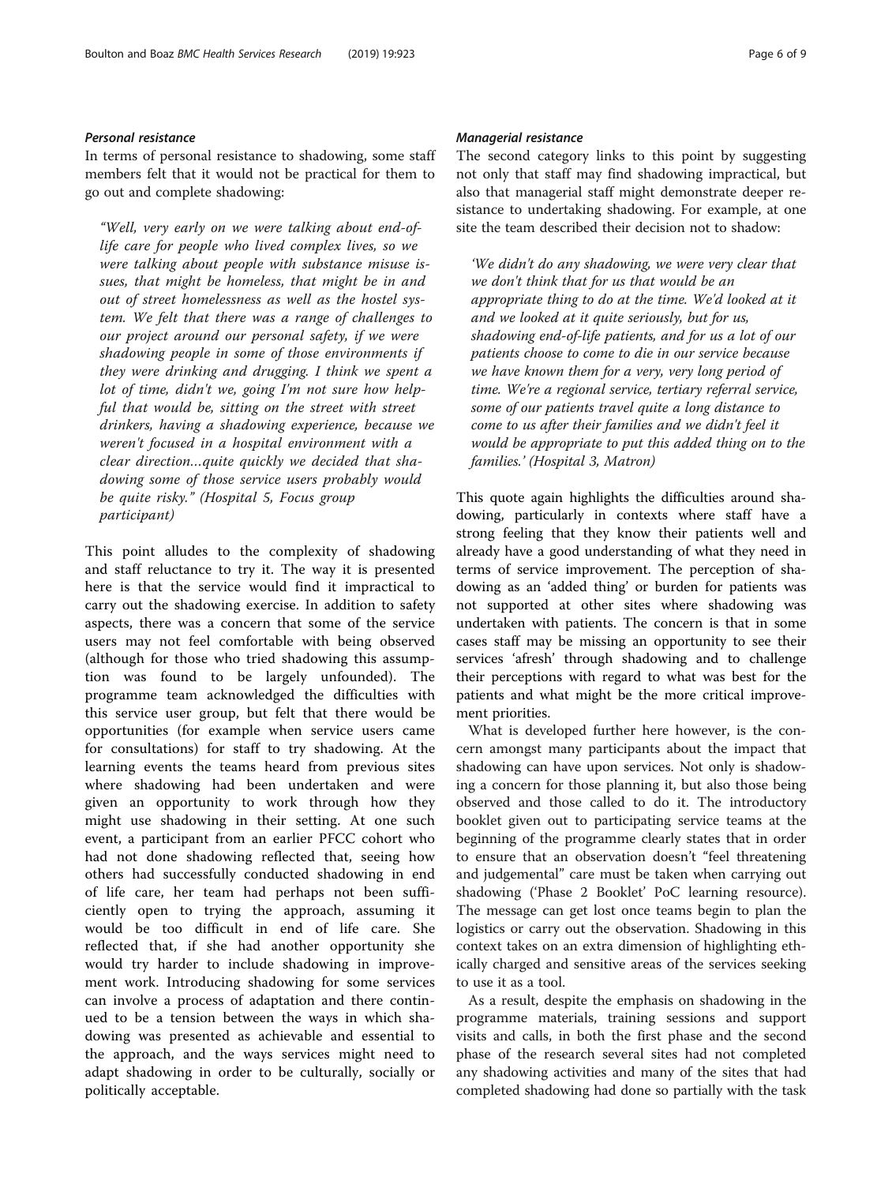#### *Personal resistance*

In terms of personal resistance to shadowing, some staff members felt that it would not be practical for them to go out and complete shadowing:

> *"Well, very early on we were talking about end-of-life care for people who lived complex lives, so we were talking about people with substance misuse issues, that might be homeless, that might be in and out of street homelessness as well as the hostel system. We felt that there was a range of challenges to our project around our personal safety, if we were shadowing people in some of those environments if they were drinking and drugging. I think we spent a lot of time, didn't we, going I'm not sure how helpful that would be, sitting on the street with street drinkers, having a shadowing experience, because we weren't focused in a hospital environment with a clear direction…quite quickly we decided that shadowing some of those service users probably would be quite risky." (Hospital 5, Focus group participant)*

This point alludes to the complexity of shadowing and staff reluctance to try it. The way it is presented here is that the service would find it impractical to carry out the shadowing exercise. In addition to safety aspects, there was a concern that some of the service users may not feel comfortable with being observed (although for those who tried shadowing this assumption was found to be largely unfounded). The programme team acknowledged the difficulties with this service user group, but felt that there would be opportunities (for example when service users came for consultations) for staff to try shadowing. At the learning events the teams heard from previous sites where shadowing had been undertaken and were given an opportunity to work through how they might use shadowing in their setting. At one such event, a participant from an earlier PFCC cohort who had not done shadowing reflected that, seeing how others had successfully conducted shadowing in end of life care, her team had perhaps not been sufficiently open to trying the approach, assuming it would be too difficult in end of life care. She reflected that, if she had another opportunity she would try harder to include shadowing in improvement work. Introducing shadowing for some services can involve a process of adaptation and there continued to be a tension between the ways in which shadowing was presented as achievable and essential to the approach, and the ways services might need to adapt shadowing in order to be culturally, socially or politically acceptable.

#### *Managerial resistance*

The second category links to this point by suggesting not only that staff may find shadowing impractical, but also that managerial staff might demonstrate deeper resistance to undertaking shadowing. For example, at one site the team described their decision not to shadow:

> *'We didn't do any shadowing, we were very clear that we don't think that for us that would be an appropriate thing to do at the time. We'd looked at it and we looked at it quite seriously, but for us, shadowing end-of-life patients, and for us a lot of our patients choose to come to die in our service because we have known them for a very, very long period of time. We're a regional service, tertiary referral service, some of our patients travel quite a long distance to come to us after their families and we didn't feel it would be appropriate to put this added thing on to the families.' (Hospital 3, Matron)*

This quote again highlights the difficulties around shadowing, particularly in contexts where staff have a strong feeling that they know their patients well and already have a good understanding of what they need in terms of service improvement. The perception of shadowing as an 'added thing' or burden for patients was not supported at other sites where shadowing was undertaken with patients. The concern is that in some cases staff may be missing an opportunity to see their services 'afresh' through shadowing and to challenge their perceptions with regard to what was best for the patients and what might be the more critical improvement priorities.

What is developed further here however, is the concern amongst many participants about the impact that shadowing can have upon services. Not only is shadowing a concern for those planning it, but also those being observed and those called to do it. The introductory booklet given out to participating service teams at the beginning of the programme clearly states that in order to ensure that an observation doesn't "feel threatening and judgemental" care must be taken when carrying out shadowing ('Phase 2 Booklet' PoC learning resource). The message can get lost once teams begin to plan the logistics or carry out the observation. Shadowing in this context takes on an extra dimension of highlighting ethically charged and sensitive areas of the services seeking to use it as a tool.

As a result, despite the emphasis on shadowing in the programme materials, training sessions and support visits and calls, in both the first phase and the second phase of the research several sites had not completed any shadowing activities and many of the sites that had completed shadowing had done so partially with the task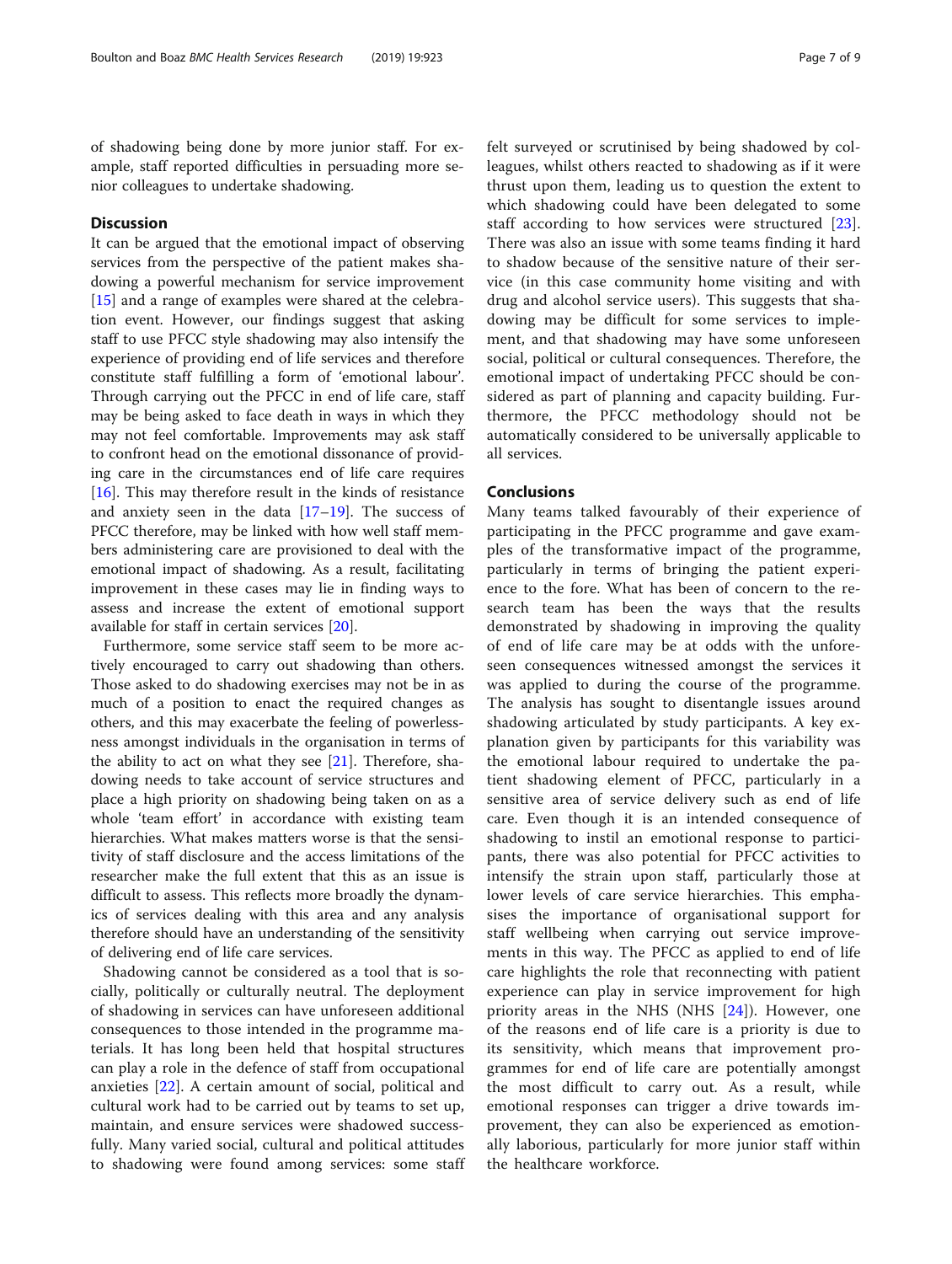of shadowing being done by more junior staff. For example, staff reported difficulties in persuading more senior colleagues to undertake shadowing.

## Discussion

It can be argued that the emotional impact of observing services from the perspective of the patient makes shadowing a powerful mechanism for service improvement [15] and a range of examples were shared at the celebration event. However, our findings suggest that asking staff to use PFCC style shadowing may also intensify the experience of providing end of life services and therefore constitute staff fulfilling a form of 'emotional labour'. Through carrying out the PFCC in end of life care, staff may be being asked to face death in ways in which they may not feel comfortable. Improvements may ask staff to confront head on the emotional dissonance of providing care in the circumstances end of life care requires [16]. This may therefore result in the kinds of resistance and anxiety seen in the data [17–19]. The success of PFCC therefore, may be linked with how well staff members administering care are provisioned to deal with the emotional impact of shadowing. As a result, facilitating improvement in these cases may lie in finding ways to assess and increase the extent of emotional support available for staff in certain services [20].

Furthermore, some service staff seem to be more actively encouraged to carry out shadowing than others. Those asked to do shadowing exercises may not be in as much of a position to enact the required changes as others, and this may exacerbate the feeling of powerlessness amongst individuals in the organisation in terms of the ability to act on what they see [21]. Therefore, shadowing needs to take account of service structures and place a high priority on shadowing being taken on as a whole 'team effort' in accordance with existing team hierarchies. What makes matters worse is that the sensitivity of staff disclosure and the access limitations of the researcher make the full extent that this as an issue is difficult to assess. This reflects more broadly the dynamics of services dealing with this area and any analysis therefore should have an understanding of the sensitivity of delivering end of life care services.

Shadowing cannot be considered as a tool that is socially, politically or culturally neutral. The deployment of shadowing in services can have unforeseen additional consequences to those intended in the programme materials. It has long been held that hospital structures can play a role in the defence of staff from occupational anxieties [22]. A certain amount of social, political and cultural work had to be carried out by teams to set up, maintain, and ensure services were shadowed successfully. Many varied social, cultural and political attitudes to shadowing were found among services: some staff felt surveyed or scrutinised by being shadowed by colleagues, whilst others reacted to shadowing as if it were thrust upon them, leading us to question the extent to which shadowing could have been delegated to some staff according to how services were structured [23]. There was also an issue with some teams finding it hard to shadow because of the sensitive nature of their service (in this case community home visiting and with drug and alcohol service users). This suggests that shadowing may be difficult for some services to implement, and that shadowing may have some unforeseen social, political or cultural consequences. Therefore, the emotional impact of undertaking PFCC should be considered as part of planning and capacity building. Furthermore, the PFCC methodology should not be automatically considered to be universally applicable to all services.

## Conclusions

Many teams talked favourably of their experience of participating in the PFCC programme and gave examples of the transformative impact of the programme, particularly in terms of bringing the patient experience to the fore. What has been of concern to the research team has been the ways that the results demonstrated by shadowing in improving the quality of end of life care may be at odds with the unforeseen consequences witnessed amongst the services it was applied to during the course of the programme. The analysis has sought to disentangle issues around shadowing articulated by study participants. A key explanation given by participants for this variability was the emotional labour required to undertake the patient shadowing element of PFCC, particularly in a sensitive area of service delivery such as end of life care. Even though it is an intended consequence of shadowing to instil an emotional response to participants, there was also potential for PFCC activities to intensify the strain upon staff, particularly those at lower levels of care service hierarchies. This emphasises the importance of organisational support for staff wellbeing when carrying out service improvements in this way. The PFCC as applied to end of life care highlights the role that reconnecting with patient experience can play in service improvement for high priority areas in the NHS (NHS [24]). However, one of the reasons end of life care is a priority is due to its sensitivity, which means that improvement programmes for end of life care are potentially amongst the most difficult to carry out. As a result, while emotional responses can trigger a drive towards improvement, they can also be experienced as emotionally laborious, particularly for more junior staff within the healthcare workforce.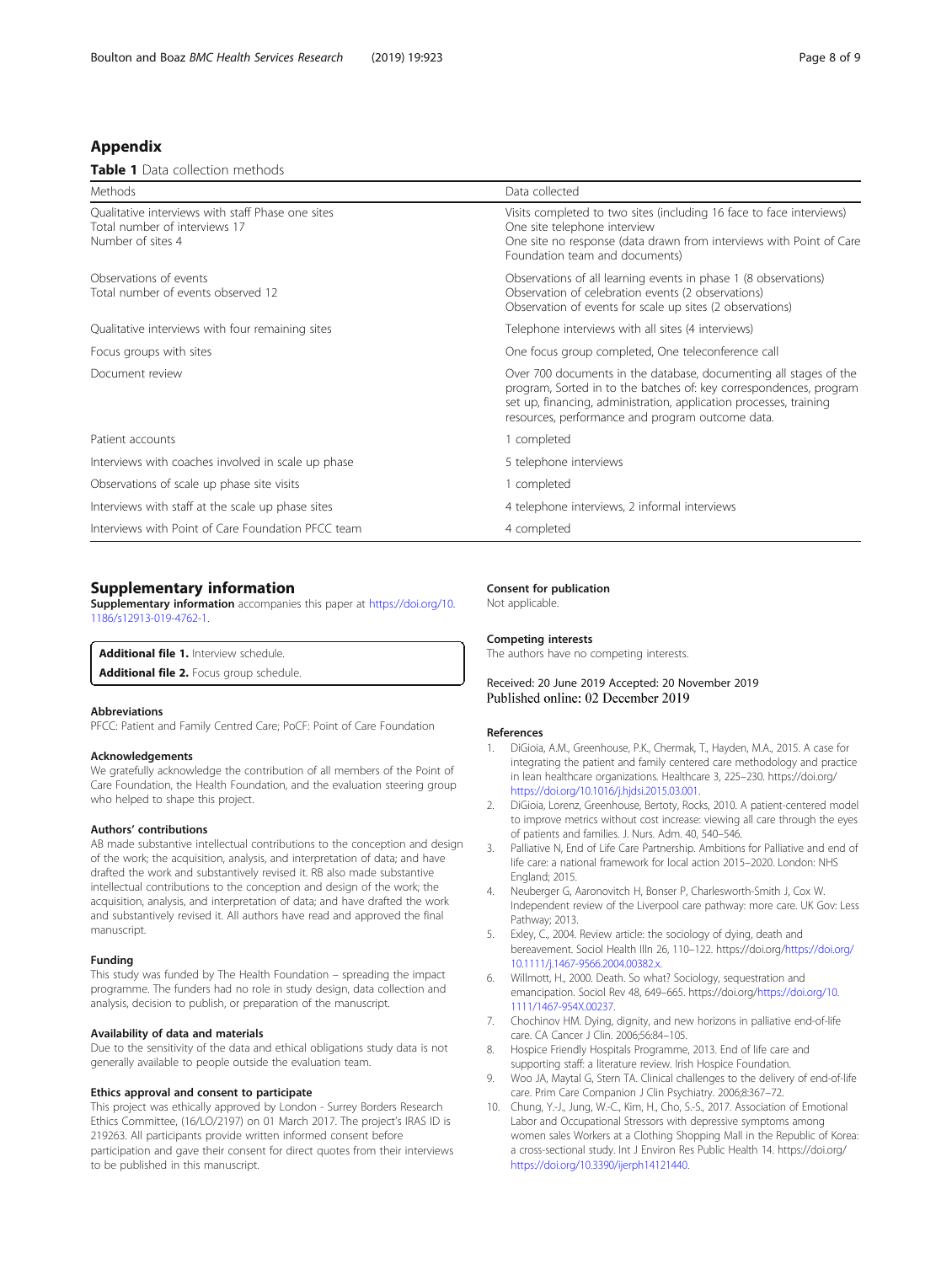## Appendix

**Table 1** Data collection methods

| Methods | Data collected |
|---|---|
| Qualitative interviews with staff Phase one sites<br>Total number of interviews 17<br>Number of sites 4 | Visits completed to two sites (including 16 face to face interviews)<br>One site telephone interview<br>One site no response (data drawn from interviews with Point of Care Foundation team and documents) |
| Observations of events<br>Total number of events observed 12 | Observations of all learning events in phase 1 (8 observations)<br>Observation of celebration events (2 observations)<br>Observation of events for scale up sites (2 observations) |
| Qualitative interviews with four remaining sites | Telephone interviews with all sites (4 interviews) |
| Focus groups with sites | One focus group completed, One teleconference call |
| Document review | Over 700 documents in the database, documenting all stages of the program, Sorted in to the batches of: key correspondences, program set up, financing, administration, application processes, training resources, performance and program outcome data. |
| Patient accounts | 1 completed |
| Interviews with coaches involved in scale up phase | 5 telephone interviews |
| Observations of scale up phase site visits | 1 completed |
| Interviews with staff at the scale up phase sites | 4 telephone interviews, 2 informal interviews |
| Interviews with Point of Care Foundation PFCC team | 4 completed |

## Supplementary information

**Supplementary information** accompanies this paper at https://doi.org/10.1186/s12913-019-4762-1.

**Additional file 1.** Interview schedule.
**Additional file 2.** Focus group schedule.

#### Abbreviations

PFCC: Patient and Family Centred Care; PoCF: Point of Care Foundation

#### Acknowledgements

We gratefully acknowledge the contribution of all members of the Point of Care Foundation, the Health Foundation, and the evaluation steering group who helped to shape this project.

#### Authors' contributions

AB made substantive intellectual contributions to the conception and design of the work; the acquisition, analysis, and interpretation of data; and have drafted the work and substantively revised it. RB also made substantive intellectual contributions to the conception and design of the work; the acquisition, analysis, and interpretation of data; and have drafted the work and substantively revised it. All authors have read and approved the final manuscript.

#### Funding

This study was funded by The Health Foundation – spreading the impact programme. The funders had no role in study design, data collection and analysis, decision to publish, or preparation of the manuscript.

#### Availability of data and materials

Due to the sensitivity of the data and ethical obligations study data is not generally available to people outside the evaluation team.

#### Ethics approval and consent to participate

This project was ethically approved by London - Surrey Borders Research Ethics Committee, (16/LO/2197) on 01 March 2017. The project's IRAS ID is 219263. All participants provide written informed consent before participation and gave their consent for direct quotes from their interviews to be published in this manuscript.

#### Consent for publication

Not applicable.

#### Competing interests

The authors have no competing interests.

Received: 20 June 2019 Accepted: 20 November 2019
Published online: 02 December 2019

#### References

1. DiGioia, A.M., Greenhouse, P.K., Chermak, T., Hayden, M.A., 2015. A case for integrating the patient and family centered care methodology and practice in lean healthcare organizations. Healthcare 3, 225–230. https://doi.org/https://doi.org/10.1016/j.hjdsi.2015.03.001.
2. DiGioia, Lorenz, Greenhouse, Bertoty, Rocks, 2010. A patient-centered model to improve metrics without cost increase: viewing all care through the eyes of patients and families. J. Nurs. Adm. 40, 540–546.
3. Palliative N, End of Life Care Partnership. Ambitions for Palliative and end of life care: a national framework for local action 2015–2020. London: NHS England; 2015.
4. Neuberger G, Aaronovitch H, Bonser P, Charlesworth-Smith J, Cox W. Independent review of the Liverpool care pathway: more care. UK Gov: Less Pathway; 2013.
5. Exley, C., 2004. Review article: the sociology of dying, death and bereavement. Sociol Health Illn 26, 110–122. https://doi.org/https://doi.org/10.1111/j.1467-9566.2004.00382.x.
6. Willmott, H., 2000. Death. So what? Sociology, sequestration and emancipation. Sociol Rev 48, 649–665. https://doi.org/https://doi.org/10.1111/1467-954X.00237.
7. Chochinov HM. Dying, dignity, and new horizons in palliative end-of-life care. CA Cancer J Clin. 2006;56:84–105.
8. Hospice Friendly Hospitals Programme, 2013. End of life care and supporting staff: a literature review. Irish Hospice Foundation.
9. Woo JA, Maytal G, Stern TA. Clinical challenges to the delivery of end-of-life care. Prim Care Companion J Clin Psychiatry. 2006;8:367–72.
10. Chung, Y.-J., Jung, W.-C., Kim, H., Cho, S.-S., 2017. Association of Emotional Labor and Occupational Stressors with depressive symptoms among women sales Workers at a Clothing Shopping Mall in the Republic of Korea: a cross-sectional study. Int J Environ Res Public Health 14. https://doi.org/https://doi.org/10.3390/ijerph14121440.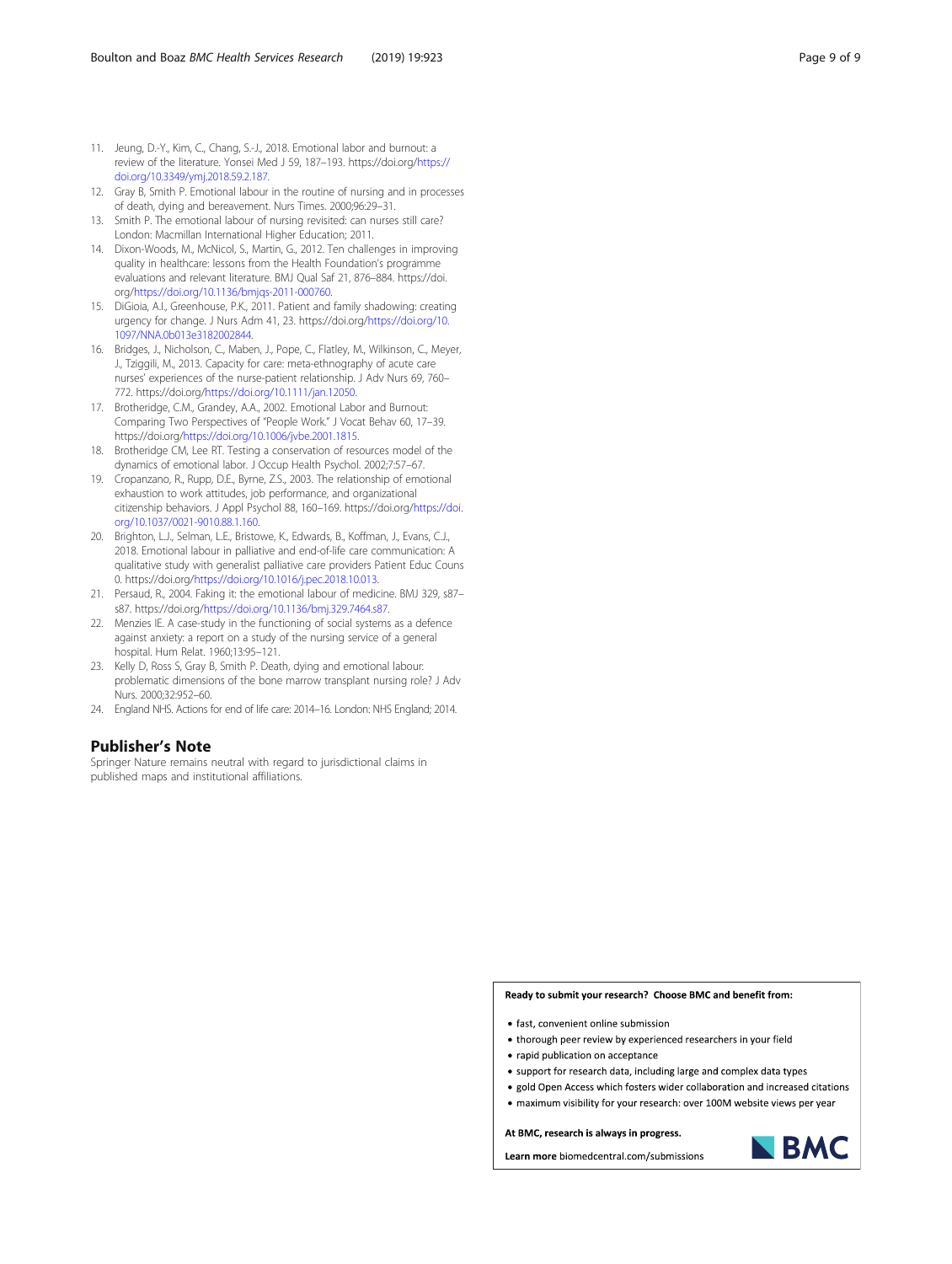11. Jeung, D.-Y., Kim, C., Chang, S.-J., 2018. Emotional labor and burnout: a review of the literature. Yonsei Med J 59, 187–193. https://doi.org/https://doi.org/10.3349/ymj.2018.59.2.187.
12. Gray B, Smith P. Emotional labour in the routine of nursing and in processes of death, dying and bereavement. Nurs Times. 2000;96:29–31.
13. Smith P. The emotional labour of nursing revisited: can nurses still care? London: Macmillan International Higher Education; 2011.
14. Dixon-Woods, M., McNicol, S., Martin, G., 2012. Ten challenges in improving quality in healthcare: lessons from the Health Foundation's programme evaluations and relevant literature. BMJ Qual Saf 21, 876–884. https://doi.org/https://doi.org/10.1136/bmjqs-2011-000760.
15. DiGioia, A.I., Greenhouse, P.K., 2011. Patient and family shadowing: creating urgency for change. J Nurs Adm 41, 23. https://doi.org/https://doi.org/10.1097/NNA.0b013e3182002844.
16. Bridges, J., Nicholson, C., Maben, J., Pope, C., Flatley, M., Wilkinson, C., Meyer, J., Tziggili, M., 2013. Capacity for care: meta-ethnography of acute care nurses' experiences of the nurse-patient relationship. J Adv Nurs 69, 760–772. https://doi.org/https://doi.org/10.1111/jan.12050.
17. Brotheridge, C.M., Grandey, A.A., 2002. Emotional Labor and Burnout: Comparing Two Perspectives of "People Work." J Vocat Behav 60, 17–39. https://doi.org/https://doi.org/10.1006/jvbe.2001.1815.
18. Brotheridge CM, Lee RT. Testing a conservation of resources model of the dynamics of emotional labor. J Occup Health Psychol. 2002;7:57–67.
19. Cropanzano, R., Rupp, D.E., Byrne, Z.S., 2003. The relationship of emotional exhaustion to work attitudes, job performance, and organizational citizenship behaviors. J Appl Psychol 88, 160–169. https://doi.org/https://doi.org/10.1037/0021-9010.88.1.160.
20. Brighton, L.J., Selman, L.E., Bristowe, K., Edwards, B., Koffman, J., Evans, C.J., 2018. Emotional labour in palliative and end-of-life care communication: A qualitative study with generalist palliative care providers Patient Educ Couns 0. https://doi.org/https://doi.org/10.1016/j.pec.2018.10.013.
21. Persaud, R., 2004. Faking it: the emotional labour of medicine. BMJ 329, s87–s87. https://doi.org/https://doi.org/10.1136/bmj.329.7464.s87.
22. Menzies IE. A case-study in the functioning of social systems as a defence against anxiety: a report on a study of the nursing service of a general hospital. Hum Relat. 1960;13:95–121.
23. Kelly D, Ross S, Gray B, Smith P. Death, dying and emotional labour: problematic dimensions of the bone marrow transplant nursing role? J Adv Nurs. 2000;32:952–60.
24. England NHS. Actions for end of life care: 2014–16. London: NHS England; 2014.

## Publisher's Note

Springer Nature remains neutral with regard to jurisdictional claims in published maps and institutional affiliations.

**Ready to submit your research? Choose BMC and benefit from:**

- fast, convenient online submission
- thorough peer review by experienced researchers in your field
- rapid publication on acceptance
- support for research data, including large and complex data types
- gold Open Access which fosters wider collaboration and increased citations
- maximum visibility for your research: over 100M website views per year

**At BMC, research is always in progress.**

**Learn more** biomedcentral.com/submissions

BMC